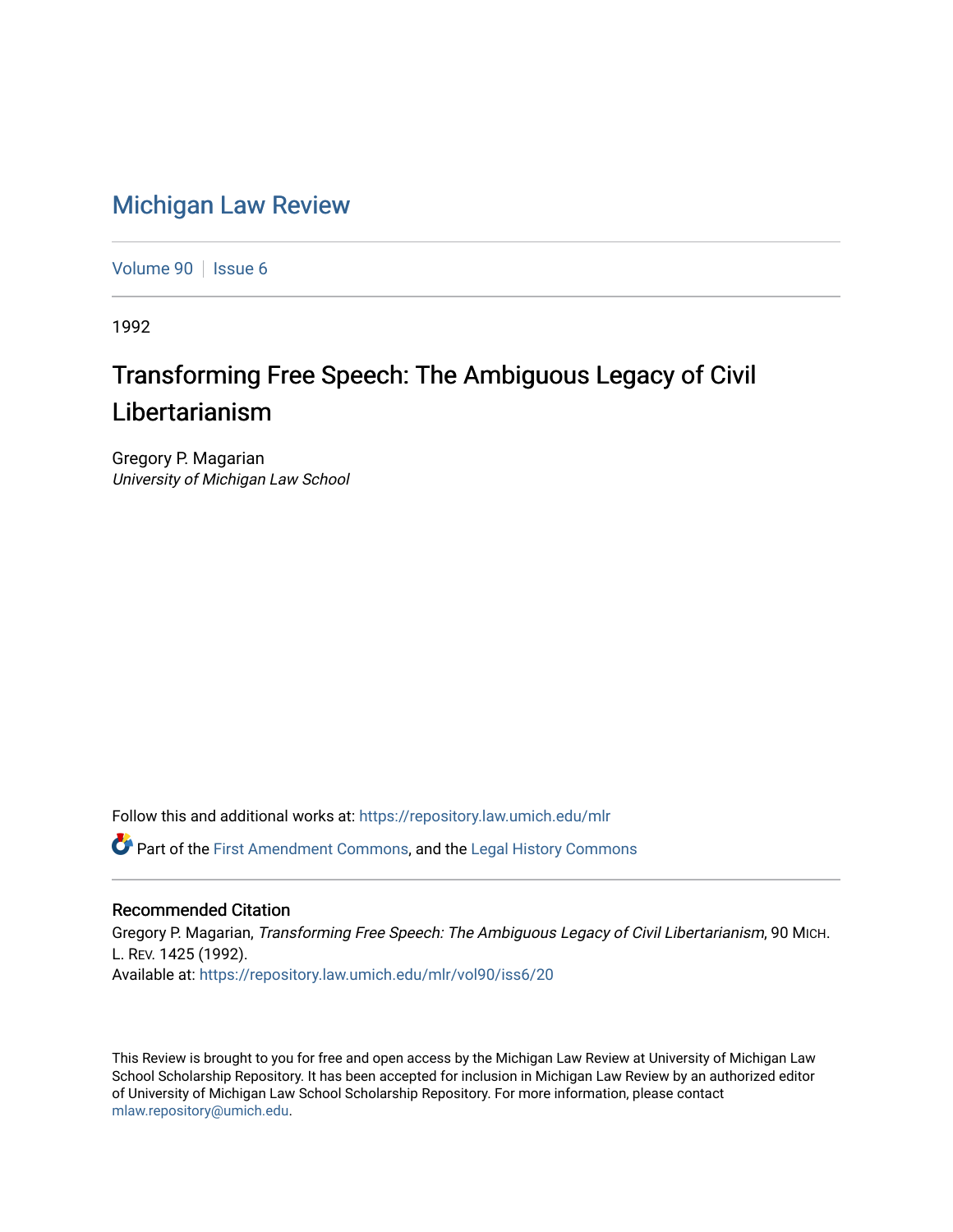# Michigan Law Review

Volume 90 | Issue 6

1992

## Transforming Free Speech: The Ambiguous Legacy of Civil Libertarianism

Gregory P. Magarian
*University of Michigan Law School*

Follow this and additional works at: https://repository.law.umich.edu/mlr

Part of the First Amendment Commons, and the Legal History Commons

### Recommended Citation

Gregory P. Magarian, *Transforming Free Speech: The Ambiguous Legacy of Civil Libertarianism*, 90 MICH. L. REV. 1425 (1992).
Available at: https://repository.law.umich.edu/mlr/vol90/iss6/20

This Review is brought to you for free and open access by the Michigan Law Review at University of Michigan Law School Scholarship Repository. It has been accepted for inclusion in Michigan Law Review by an authorized editor of University of Michigan Law School Scholarship Repository. For more information, please contact mlaw.repository@umich.edu.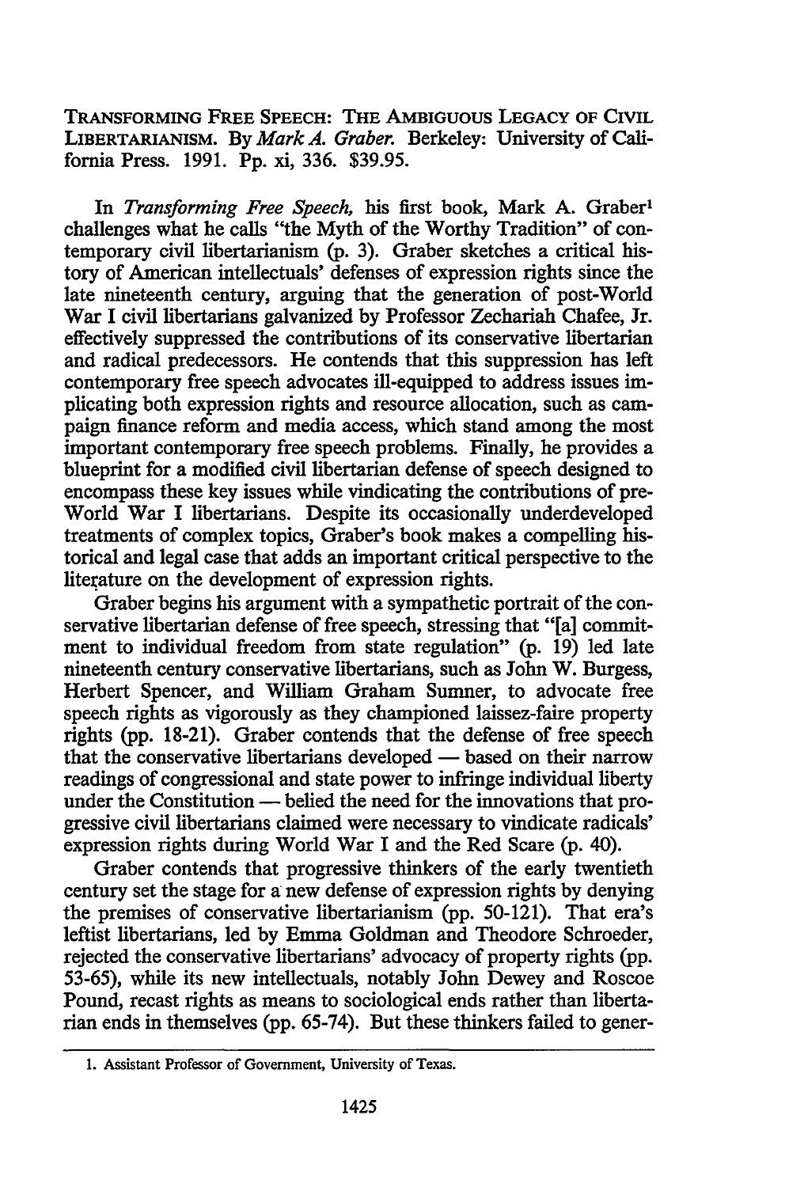TRANSFORMING FREE SPEECH: THE AMBIGUOUS LEGACY OF CIVIL LIBERTARIANISM. By *Mark A. Graber*. Berkeley: University of California Press. 1991. Pp. xi, 336. $39.95.

In *Transforming Free Speech*, his first book, Mark A. Graber[1] challenges what he calls "the Myth of the Worthy Tradition" of contemporary civil libertarianism (p. 3). Graber sketches a critical history of American intellectuals' defenses of expression rights since the late nineteenth century, arguing that the generation of post-World War I civil libertarians galvanized by Professor Zechariah Chafee, Jr. effectively suppressed the contributions of its conservative libertarian and radical predecessors. He contends that this suppression has left contemporary free speech advocates ill-equipped to address issues implicating both expression rights and resource allocation, such as campaign finance reform and media access, which stand among the most important contemporary free speech problems. Finally, he provides a blueprint for a modified civil libertarian defense of speech designed to encompass these key issues while vindicating the contributions of pre-World War I libertarians. Despite its occasionally underdeveloped treatments of complex topics, Graber's book makes a compelling historical and legal case that adds an important critical perspective to the literature on the development of expression rights.

Graber begins his argument with a sympathetic portrait of the conservative libertarian defense of free speech, stressing that "[a] commitment to individual freedom from state regulation" (p. 19) led late nineteenth century conservative libertarians, such as John W. Burgess, Herbert Spencer, and William Graham Sumner, to advocate free speech rights as vigorously as they championed laissez-faire property rights (pp. 18-21). Graber contends that the defense of free speech that the conservative libertarians developed — based on their narrow readings of congressional and state power to infringe individual liberty under the Constitution — belied the need for the innovations that progressive civil libertarians claimed were necessary to vindicate radicals' expression rights during World War I and the Red Scare (p. 40).

Graber contends that progressive thinkers of the early twentieth century set the stage for a new defense of expression rights by denying the premises of conservative libertarianism (pp. 50-121). That era's leftist libertarians, led by Emma Goldman and Theodore Schroeder, rejected the conservative libertarians' advocacy of property rights (pp. 53-65), while its new intellectuals, notably John Dewey and Roscoe Pound, recast rights as means to sociological ends rather than libertarian ends in themselves (pp. 65-74). But these thinkers failed to gener-

---

1. Assistant Professor of Government, University of Texas.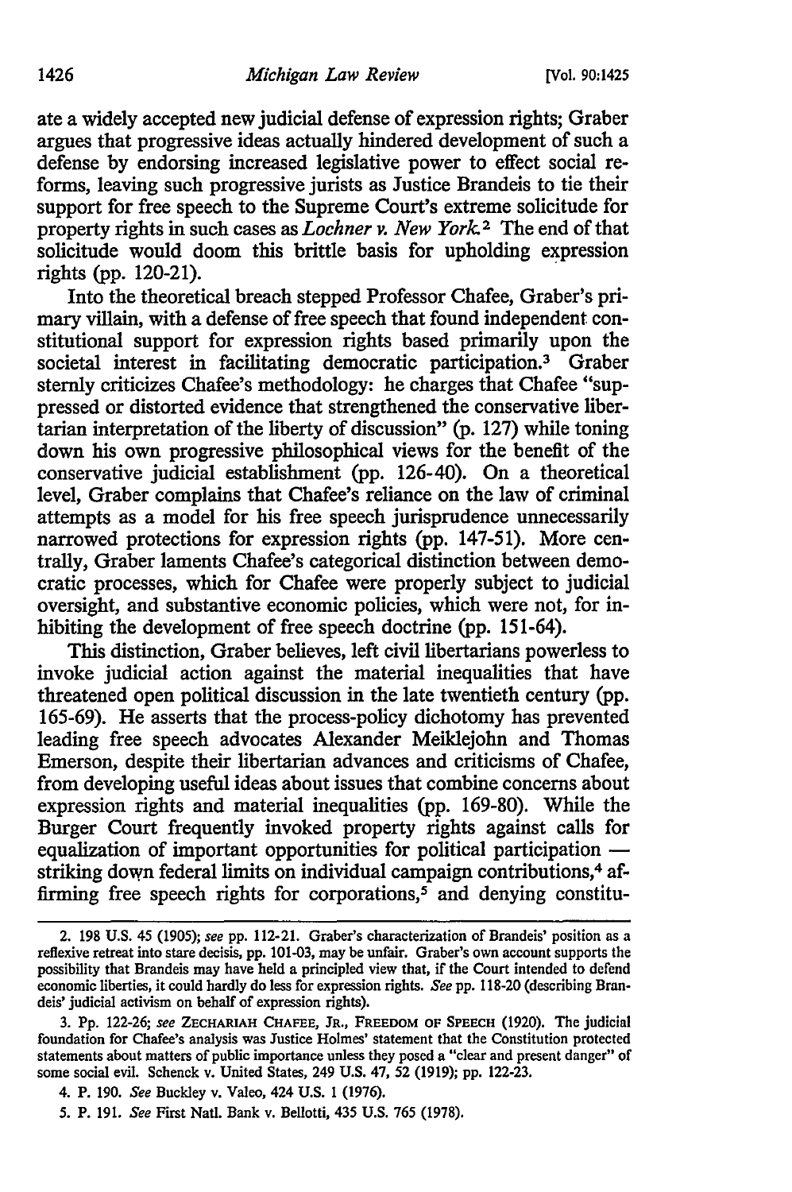ate a widely accepted new judicial defense of expression rights; Graber argues that progressive ideas actually hindered development of such a defense by endorsing increased legislative power to effect social reforms, leaving such progressive jurists as Justice Brandeis to tie their support for free speech to the Supreme Court's extreme solicitude for property rights in such cases as *Lochner v. New York*.[2] The end of that solicitude would doom this brittle basis for upholding expression rights (pp. 120-21).

Into the theoretical breach stepped Professor Chafee, Graber's primary villain, with a defense of free speech that found independent constitutional support for expression rights based primarily upon the societal interest in facilitating democratic participation.[3] Graber sternly criticizes Chafee's methodology: he charges that Chafee "suppressed or distorted evidence that strengthened the conservative libertarian interpretation of the liberty of discussion" (p. 127) while toning down his own progressive philosophical views for the benefit of the conservative judicial establishment (pp. 126-40). On a theoretical level, Graber complains that Chafee's reliance on the law of criminal attempts as a model for his free speech jurisprudence unnecessarily narrowed protections for expression rights (pp. 147-51). More centrally, Graber laments Chafee's categorical distinction between democratic processes, which for Chafee were properly subject to judicial oversight, and substantive economic policies, which were not, for inhibiting the development of free speech doctrine (pp. 151-64).

This distinction, Graber believes, left civil libertarians powerless to invoke judicial action against the material inequalities that have threatened open political discussion in the late twentieth century (pp. 165-69). He asserts that the process-policy dichotomy has prevented leading free speech advocates Alexander Meiklejohn and Thomas Emerson, despite their libertarian advances and criticisms of Chafee, from developing useful ideas about issues that combine concerns about expression rights and material inequalities (pp. 169-80). While the Burger Court frequently invoked property rights against calls for equalization of important opportunities for political participation — striking down federal limits on individual campaign contributions,[4] affirming free speech rights for corporations,[5] and denying constitu-

---

2. 198 U.S. 45 (1905); *see* pp. 112-21. Graber's characterization of Brandeis' position as a reflexive retreat into stare decisis, pp. 101-03, may be unfair. Graber's own account supports the possibility that Brandeis may have held a principled view that, if the Court intended to defend economic liberties, it could hardly do less for expression rights. *See* pp. 118-20 (describing Brandeis' judicial activism on behalf of expression rights).

3. Pp. 122-26; *see* ZECHARIAH CHAFEE, JR., FREEDOM OF SPEECH (1920). The judicial foundation for Chafee's analysis was Justice Holmes' statement that the Constitution protected statements about matters of public importance unless they posed a "clear and present danger" of some social evil. Schenck v. United States, 249 U.S. 47, 52 (1919); pp. 122-23.

4. P. 190. *See* Buckley v. Valeo, 424 U.S. 1 (1976).

5. P. 191. *See* First Natl. Bank v. Bellotti, 435 U.S. 765 (1978).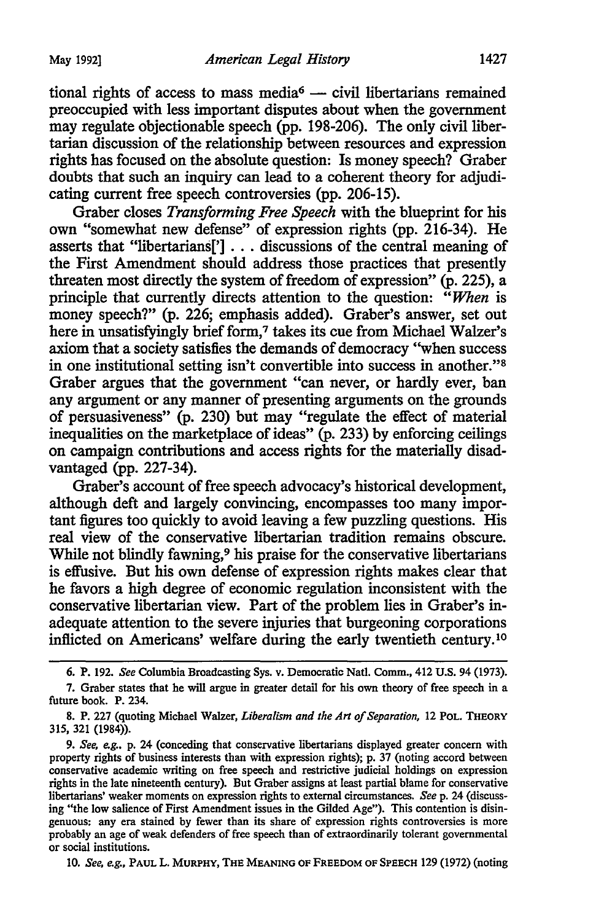tional rights of access to mass media[6] — civil libertarians remained preoccupied with less important disputes about when the government may regulate objectionable speech (pp. 198-206). The only civil libertarian discussion of the relationship between resources and expression rights has focused on the absolute question: Is money speech? Graber doubts that such an inquiry can lead to a coherent theory for adjudicating current free speech controversies (pp. 206-15).

Graber closes *Transforming Free Speech* with the blueprint for his own "somewhat new defense" of expression rights (pp. 216-34). He asserts that "libertarians['] . . . discussions of the central meaning of the First Amendment should address those practices that presently threaten most directly the system of freedom of expression" (p. 225), a principle that currently directs attention to the question: "*When* is money speech?" (p. 226; emphasis added). Graber's answer, set out here in unsatisfyingly brief form,[7] takes its cue from Michael Walzer's axiom that a society satisfies the demands of democracy "when success in one institutional setting isn't convertible into success in another."[8] Graber argues that the government "can never, or hardly ever, ban any argument or any manner of presenting arguments on the grounds of persuasiveness" (p. 230) but may "regulate the effect of material inequalities on the marketplace of ideas" (p. 233) by enforcing ceilings on campaign contributions and access rights for the materially disadvantaged (pp. 227-34).

Graber's account of free speech advocacy's historical development, although deft and largely convincing, encompasses too many important figures too quickly to avoid leaving a few puzzling questions. His real view of the conservative libertarian tradition remains obscure. While not blindly fawning,[9] his praise for the conservative libertarians is effusive. But his own defense of expression rights makes clear that he favors a high degree of economic regulation inconsistent with the conservative libertarian view. Part of the problem lies in Graber's inadequate attention to the severe injuries that burgeoning corporations inflicted on Americans' welfare during the early twentieth century.[10]

---

6. P. 192. *See* Columbia Broadcasting Sys. v. Democratic Natl. Comm., 412 U.S. 94 (1973).

7. Graber states that he will argue in greater detail for his own theory of free speech in a future book. P. 234.

8. P. 227 (quoting Michael Walzer, *Liberalism and the Art of Separation*, 12 POL. THEORY 315, 321 (1984)).

9. *See, e.g.*, p. 24 (conceding that conservative libertarians displayed greater concern with property rights of business interests than with expression rights); p. 37 (noting accord between conservative academic writing on free speech and restrictive judicial holdings on expression rights in the late nineteenth century). But Graber assigns at least partial blame for conservative libertarians' weaker moments on expression rights to external circumstances. *See* p. 24 (discussing "the low salience of First Amendment issues in the Gilded Age"). This contention is disingenuous: any era stained by fewer than its share of expression rights controversies is more probably an age of weak defenders of free speech than of extraordinarily tolerant governmental or social institutions.

10. *See, e.g.*, PAUL L. MURPHY, THE MEANING OF FREEDOM OF SPEECH 129 (1972) (noting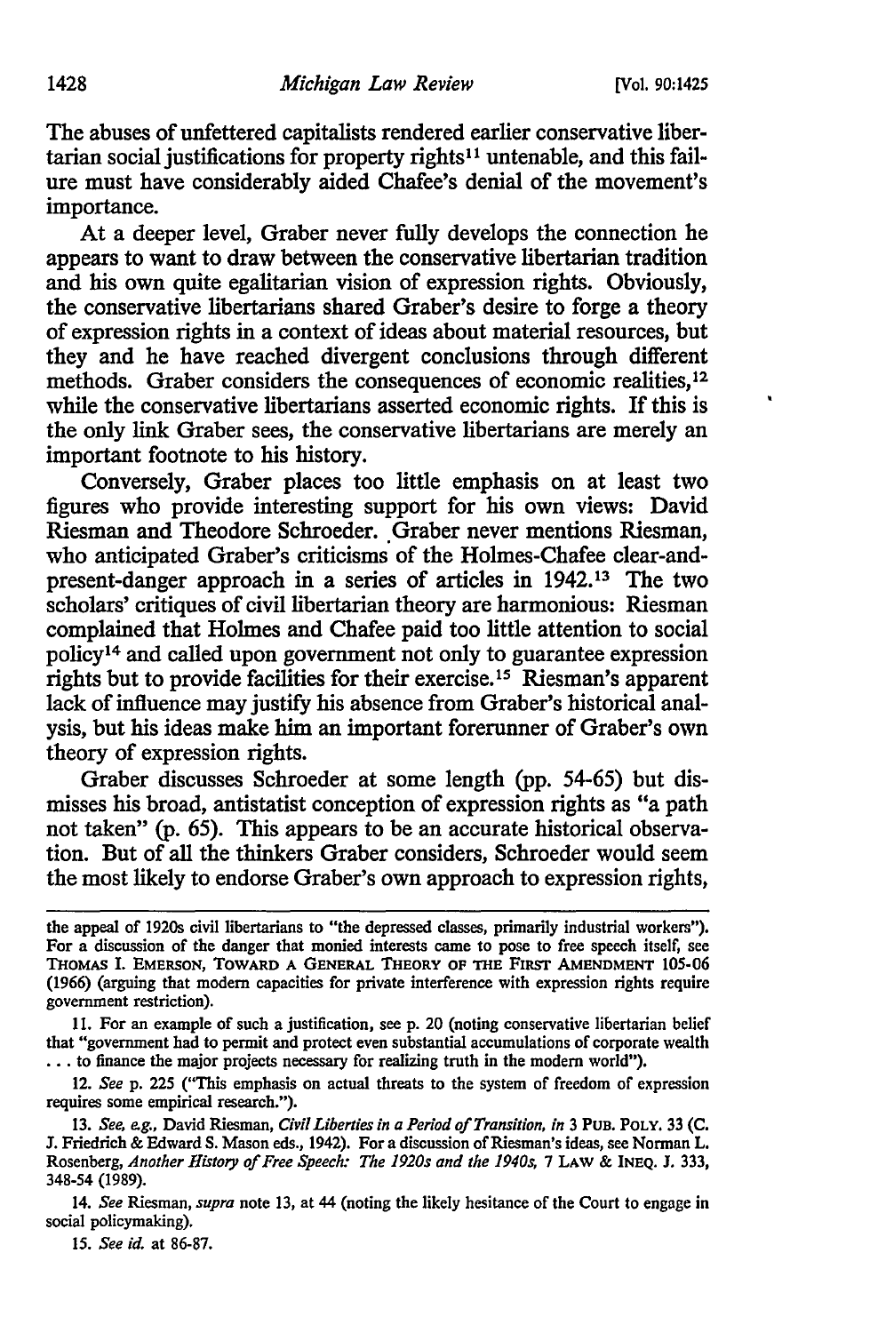The abuses of unfettered capitalists rendered earlier conservative libertarian social justifications for property rights[11] untenable, and this failure must have considerably aided Chafee's denial of the movement's importance.

At a deeper level, Graber never fully develops the connection he appears to want to draw between the conservative libertarian tradition and his own quite egalitarian vision of expression rights. Obviously, the conservative libertarians shared Graber's desire to forge a theory of expression rights in a context of ideas about material resources, but they and he have reached divergent conclusions through different methods. Graber considers the consequences of economic realities,[12] while the conservative libertarians asserted economic rights. If this is the only link Graber sees, the conservative libertarians are merely an important footnote to his history.

Conversely, Graber places too little emphasis on at least two figures who provide interesting support for his own views: David Riesman and Theodore Schroeder. Graber never mentions Riesman, who anticipated Graber's criticisms of the Holmes-Chafee clear-and-present-danger approach in a series of articles in 1942.[13] The two scholars' critiques of civil libertarian theory are harmonious: Riesman complained that Holmes and Chafee paid too little attention to social policy[14] and called upon government not only to guarantee expression rights but to provide facilities for their exercise.[15] Riesman's apparent lack of influence may justify his absence from Graber's historical analysis, but his ideas make him an important forerunner of Graber's own theory of expression rights.

Graber discusses Schroeder at some length (pp. 54-65) but dismisses his broad, antistatist conception of expression rights as "a path not taken" (p. 65). This appears to be an accurate historical observation. But of all the thinkers Graber considers, Schroeder would seem the most likely to endorse Graber's own approach to expression rights,

---

the appeal of 1920s civil libertarians to "the depressed classes, primarily industrial workers"). For a discussion of the danger that monied interests came to pose to free speech itself, see THOMAS I. EMERSON, TOWARD A GENERAL THEORY OF THE FIRST AMENDMENT 105-06 (1966) (arguing that modern capacities for private interference with expression rights require government restriction).

11. For an example of such a justification, see p. 20 (noting conservative libertarian belief that "government had to permit and protect even substantial accumulations of corporate wealth . . . to finance the major projects necessary for realizing truth in the modern world").

12. *See* p. 225 ("This emphasis on actual threats to the system of freedom of expression requires some empirical research.").

13. *See, e.g.*, David Riesman, *Civil Liberties in a Period of Transition*, *in* 3 PUB. POLY. 33 (C. J. Friedrich & Edward S. Mason eds., 1942). For a discussion of Riesman's ideas, see Norman L. Rosenberg, *Another History of Free Speech: The 1920s and the 1940s*, 7 LAW & INEQ. J. 333, 348-54 (1989).

14. *See* Riesman, *supra* note 13, at 44 (noting the likely hesitance of the Court to engage in social policymaking).

15. *See id.* at 86-87.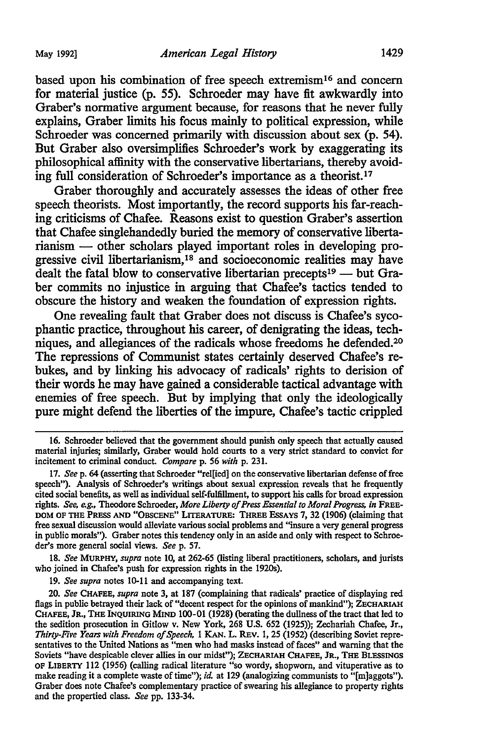based upon his combination of free speech extremism[16] and concern for material justice (p. 55). Schroeder may have fit awkwardly into Graber's normative argument because, for reasons that he never fully explains, Graber limits his focus mainly to political expression, while Schroeder was concerned primarily with discussion about sex (p. 54). But Graber also oversimplifies Schroeder's work by exaggerating its philosophical affinity with the conservative libertarians, thereby avoiding full consideration of Schroeder's importance as a theorist.[17]

Graber thoroughly and accurately assesses the ideas of other free speech theorists. Most importantly, the record supports his far-reaching criticisms of Chafee. Reasons exist to question Graber's assertion that Chafee singlehandedly buried the memory of conservative libertarianism — other scholars played important roles in developing progressive civil libertarianism,[18] and socioeconomic realities may have dealt the fatal blow to conservative libertarian precepts[19] — but Graber commits no injustice in arguing that Chafee's tactics tended to obscure the history and weaken the foundation of expression rights.

One revealing fault that Graber does not discuss is Chafee's sycophantic practice, throughout his career, of denigrating the ideas, techniques, and allegiances of the radicals whose freedoms he defended.[20] The repressions of Communist states certainly deserved Chafee's rebukes, and by linking his advocacy of radicals' rights to derision of their words he may have gained a considerable tactical advantage with enemies of free speech. But by implying that only the ideologically pure might defend the liberties of the impure, Chafee's tactic crippled

---

16. Schroeder believed that the government should punish only speech that actually caused material injuries; similarly, Graber would hold courts to a very strict standard to convict for incitement to criminal conduct. *Compare* p. 56 *with* p. 231.

17. *See* p. 64 (asserting that Schroeder "rel[ied] on the conservative libertarian defense of free speech"). Analysis of Schroeder's writings about sexual expression reveals that he frequently cited social benefits, as well as individual self-fulfillment, to support his calls for broad expression rights. *See, e.g.,* Theodore Schroeder, *More Liberty of Press Essential to Moral Progress, in* FREEDOM OF THE PRESS AND "OBSCENE" LITERATURE: THREE ESSAYS 7, 32 (1906) (claiming that free sexual discussion would alleviate various social problems and "insure a very general progress in public morals"). Graber notes this tendency only in an aside and only with respect to Schroeder's more general social views. *See* p. 57.

18. *See* MURPHY, *supra* note 10, at 262-65 (listing liberal practitioners, scholars, and jurists who joined in Chafee's push for expression rights in the 1920s).

19. *See supra* notes 10-11 and accompanying text.

20. *See* CHAFEE, *supra* note 3, at 187 (complaining that radicals' practice of displaying red flags in public betrayed their lack of "decent respect for the opinions of mankind"); ZECHARIAH CHAFEE, JR., THE INQUIRING MIND 100-01 (1928) (berating the dullness of the tract that led to the sedition prosecution in Gitlow v. New York, 268 U.S. 652 (1925)); Zechariah Chafee, Jr., *Thirty-Five Years with Freedom of Speech,* 1 KAN. L. REV. 1, 25 (1952) (describing Soviet representatives to the United Nations as "men who had masks instead of faces" and warning that the Soviets "have despicable clever allies in our midst"); ZECHARIAH CHAFEE, JR., THE BLESSINGS OF LIBERTY 112 (1956) (calling radical literature "so wordy, shopworn, and vituperative as to make reading it a complete waste of time"); *id.* at 129 (analogizing communists to "[m]aggots"). Graber does note Chafee's complementary practice of swearing his allegiance to property rights and the propertied class. *See* pp. 133-34.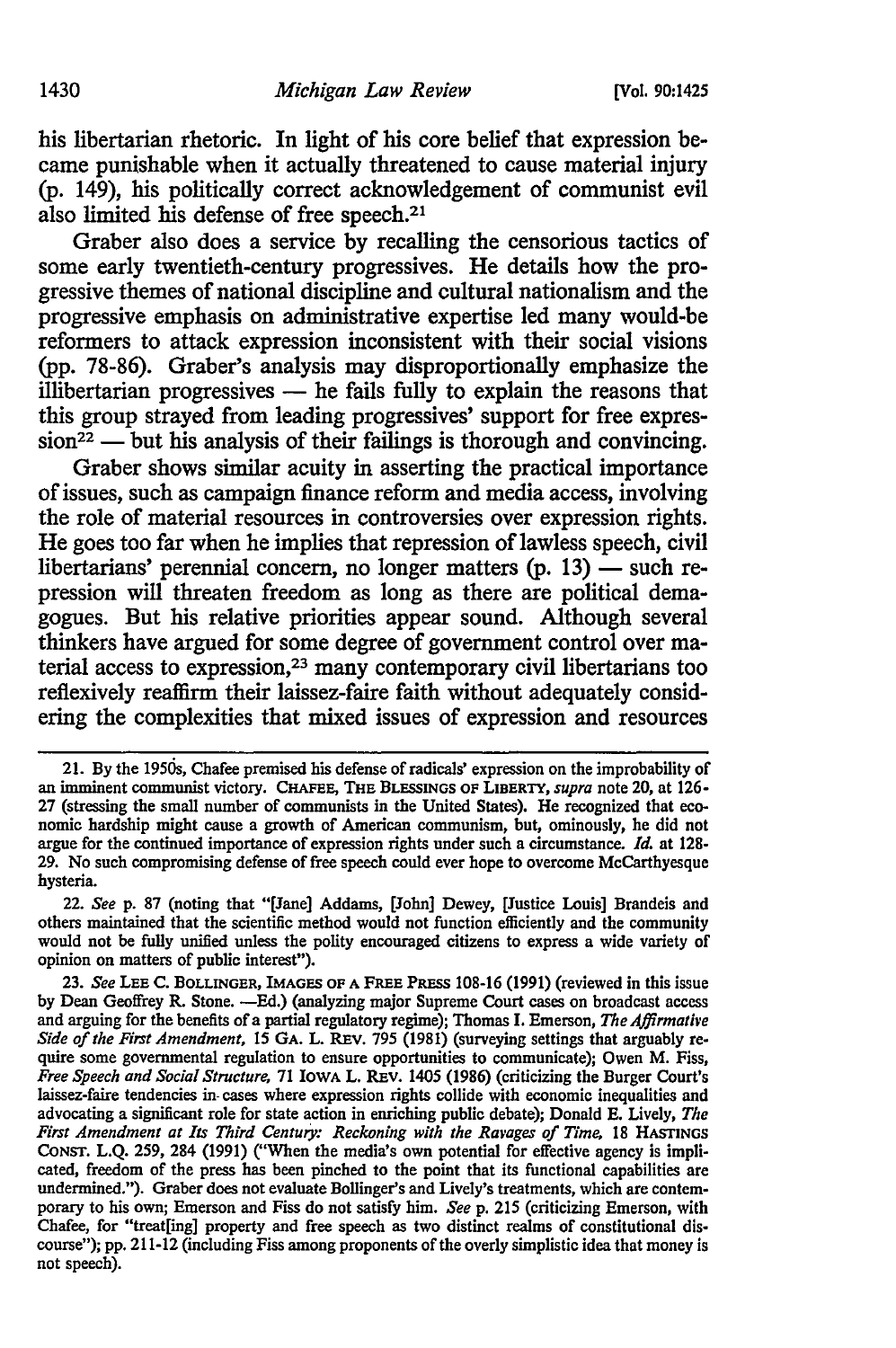his libertarian rhetoric. In light of his core belief that expression became punishable when it actually threatened to cause material injury (p. 149), his politically correct acknowledgement of communist evil also limited his defense of free speech.[21]

Graber also does a service by recalling the censorious tactics of some early twentieth-century progressives. He details how the progressive themes of national discipline and cultural nationalism and the progressive emphasis on administrative expertise led many would-be reformers to attack expression inconsistent with their social visions (pp. 78-86). Graber's analysis may disproportionally emphasize the illibertarian progressives — he fails fully to explain the reasons that this group strayed from leading progressives' support for free expression[22] — but his analysis of their failings is thorough and convincing.

Graber shows similar acuity in asserting the practical importance of issues, such as campaign finance reform and media access, involving the role of material resources in controversies over expression rights. He goes too far when he implies that repression of lawless speech, civil libertarians' perennial concern, no longer matters (p. 13) — such repression will threaten freedom as long as there are political demagogues. But his relative priorities appear sound. Although several thinkers have argued for some degree of government control over material access to expression,[23] many contemporary civil libertarians too reflexively reaffirm their laissez-faire faith without adequately considering the complexities that mixed issues of expression and resources

---

21. By the 1950s, Chafee premised his defense of radicals' expression on the improbability of an imminent communist victory. CHAFEE, THE BLESSINGS OF LIBERTY, *supra* note 20, at 126-27 (stressing the small number of communists in the United States). He recognized that economic hardship might cause a growth of American communism, but, ominously, he did not argue for the continued importance of expression rights under such a circumstance. *Id.* at 128-29. No such compromising defense of free speech could ever hope to overcome McCarthyesque hysteria.

22. *See* p. 87 (noting that "[Jane] Addams, [John] Dewey, [Justice Louis] Brandeis and others maintained that the scientific method would not function efficiently and the community would not be fully unified unless the polity encouraged citizens to express a wide variety of opinion on matters of public interest").

23. *See* LEE C. BOLLINGER, IMAGES OF A FREE PRESS 108-16 (1991) (reviewed in this issue by Dean Geoffrey R. Stone. —Ed.) (analyzing major Supreme Court cases on broadcast access and arguing for the benefits of a partial regulatory regime); Thomas I. Emerson, *The Affirmative Side of the First Amendment*, 15 GA. L. REV. 795 (1981) (surveying settings that arguably require some governmental regulation to ensure opportunities to communicate); Owen M. Fiss, *Free Speech and Social Structure*, 71 IOWA L. REV. 1405 (1986) (criticizing the Burger Court's laissez-faire tendencies in cases where expression rights collide with economic inequalities and advocating a significant role for state action in enriching public debate); Donald E. Lively, *The First Amendment at Its Third Century: Reckoning with the Ravages of Time*, 18 HASTINGS CONST. L.Q. 259, 284 (1991) ("When the media's own potential for effective agency is implicated, freedom of the press has been pinched to the point that its functional capabilities are undermined."). Graber does not evaluate Bollinger's and Lively's treatments, which are contemporary to his own; Emerson and Fiss do not satisfy him. *See* p. 215 (criticizing Emerson, with Chafee, for "treat[ing] property and free speech as two distinct realms of constitutional discourse"); pp. 211-12 (including Fiss among proponents of the overly simplistic idea that money is not speech).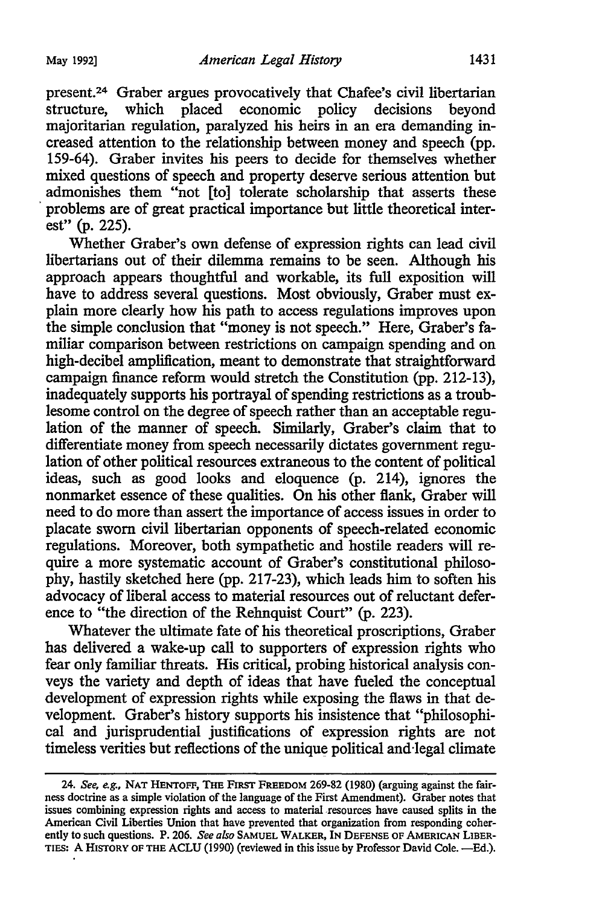present.[24] Graber argues provocatively that Chafee's civil libertarian structure, which placed economic policy decisions beyond majoritarian regulation, paralyzed his heirs in an era demanding increased attention to the relationship between money and speech (pp. 159-64). Graber invites his peers to decide for themselves whether mixed questions of speech and property deserve serious attention but admonishes them "not [to] tolerate scholarship that asserts these problems are of great practical importance but little theoretical interest" (p. 225).

Whether Graber's own defense of expression rights can lead civil libertarians out of their dilemma remains to be seen. Although his approach appears thoughtful and workable, its full exposition will have to address several questions. Most obviously, Graber must explain more clearly how his path to access regulations improves upon the simple conclusion that "money is not speech." Here, Graber's familiar comparison between restrictions on campaign spending and on high-decibel amplification, meant to demonstrate that straightforward campaign finance reform would stretch the Constitution (pp. 212-13), inadequately supports his portrayal of spending restrictions as a troublesome control on the degree of speech rather than an acceptable regulation of the manner of speech. Similarly, Graber's claim that to differentiate money from speech necessarily dictates government regulation of other political resources extraneous to the content of political ideas, such as good looks and eloquence (p. 214), ignores the nonmarket essence of these qualities. On his other flank, Graber will need to do more than assert the importance of access issues in order to placate sworn civil libertarian opponents of speech-related economic regulations. Moreover, both sympathetic and hostile readers will require a more systematic account of Graber's constitutional philosophy, hastily sketched here (pp. 217-23), which leads him to soften his advocacy of liberal access to material resources out of reluctant deference to "the direction of the Rehnquist Court" (p. 223).

Whatever the ultimate fate of his theoretical proscriptions, Graber has delivered a wake-up call to supporters of expression rights who fear only familiar threats. His critical, probing historical analysis conveys the variety and depth of ideas that have fueled the conceptual development of expression rights while exposing the flaws in that development. Graber's history supports his insistence that "philosophical and jurisprudential justifications of expression rights are not timeless verities but reflections of the unique political and legal climate

---

24. *See, e.g.*, NAT HENTOFF, THE FIRST FREEDOM 269-82 (1980) (arguing against the fairness doctrine as a simple violation of the language of the First Amendment). Graber notes that issues combining expression rights and access to material resources have caused splits in the American Civil Liberties Union that have prevented that organization from responding coherently to such questions. P. 206. *See also* SAMUEL WALKER, IN DEFENSE OF AMERICAN LIBERTIES: A HISTORY OF THE ACLU (1990) (reviewed in this issue by Professor David Cole. —Ed.).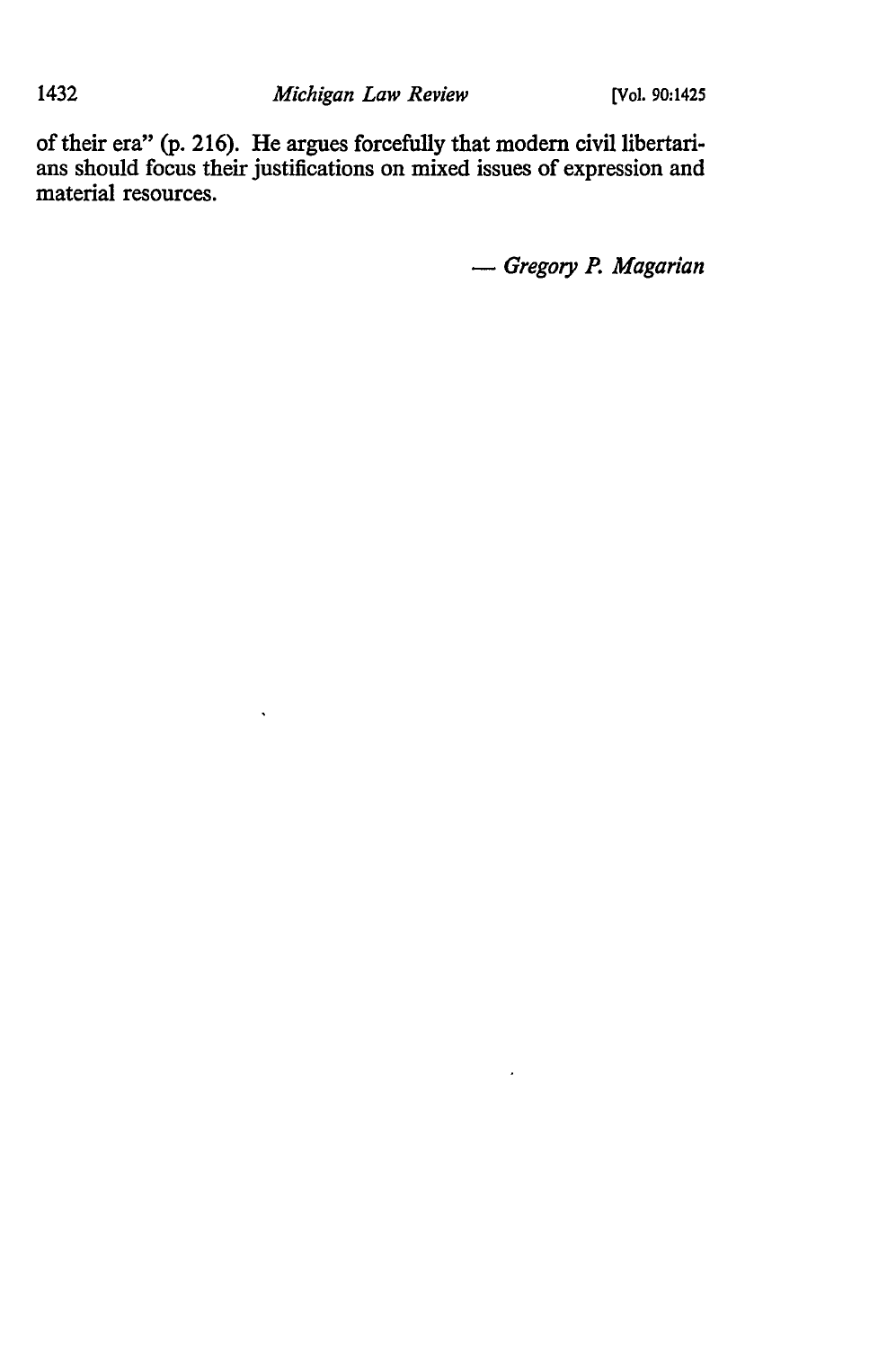of their era" (p. 216). He argues forcefully that modern civil libertarians should focus their justifications on mixed issues of expression and material resources.

— *Gregory P. Magarian*